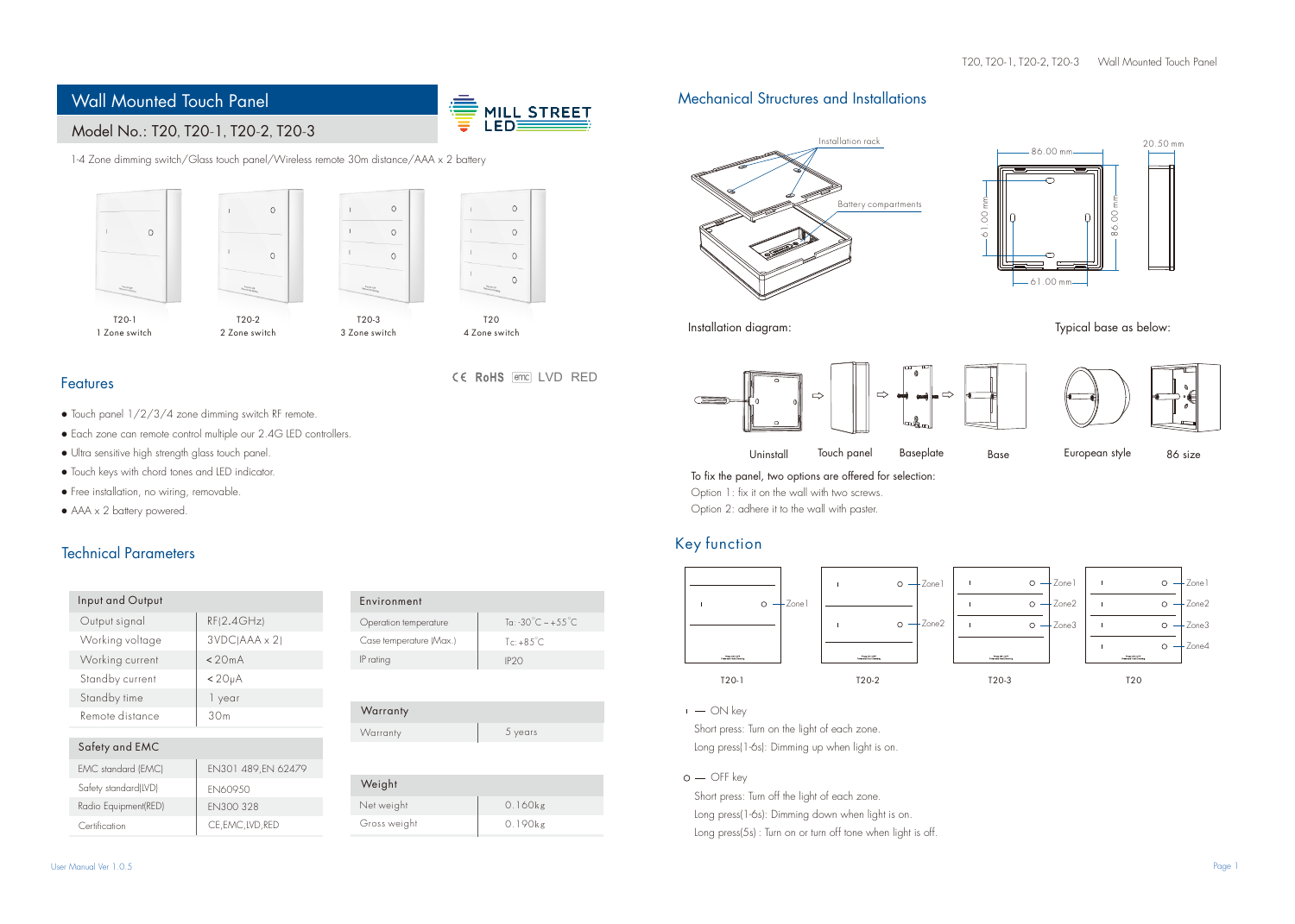# Wall Mounted Touch Panel

## Model No.: T20, T20-1, T20-2, T20-3

1-4 Zone dimming switch/Glass touch panel/Wireless remote 30m distance/AAA x 2 battery

T20-1
1 Zone switch

T20-2
2 Zone switch

T20-3
3 Zone switch

T20
4 Zone switch

## Features

CE RoHS emc LVD RED

- Touch panel 1/2/3/4 zone dimming switch RF remote.
- Each zone can remote control multiple our 2.4G LED controllers.
- Ultra sensitive high strength glass touch panel.
- Touch keys with chord tones and LED indicator.
- Free installation, no wiring, removable.
- AAA x 2 battery powered.

## Technical Parameters

| Input and Output | |
|---|---|
| Output signal | RF(2.4GHz) |
| Working voltage | 3VDC(AAA x 2) |
| Working current | < 20mA |
| Standby current | < 20μA |
| Standby time | 1 year |
| Remote distance | 30m |

| Safety and EMC | |
|---|---|
| EMC standard (EMC) | EN301 489,EN 62479 |
| Safety standard(LVD) | EN60950 |
| Radio Equipment(RED) | EN300 328 |
| Certification | CE,EMC,LVD,RED |

| Environment | |
|---|---|
| Operation temperature | Ta: -30°C ~ +55°C |
| Case temperature (Max.) | Tc: +85°C |
| IP rating | IP20 |

| Warranty | |
|---|---|
| Warranty | 5 years |

| Weight | |
|---|---|
| Net weight | 0.160kg |
| Gross weight | 0.190kg |

## Mechanical Structures and Installations

Installation rack

Battery compartments

86.00 mm

20.50 mm

61.00 mm

86.00 mm

61.00 mm

Installation diagram:

Typical base as below:

Uninstall — Touch panel — Baseplate — Base

European style — 86 size

To fix the panel, two options are offered for selection:

Option 1: fix it on the wall with two screws.

Option 2: adhere it to the wall with paster.

## Key function

T20-1: Zone1

T20-2: Zone1, Zone2

T20-3: Zone1, Zone2, Zone3

T20: Zone1, Zone2, Zone3, Zone4

I — ON key

Short press: Turn on the light of each zone.

Long press(1-6s): Dimming up when light is on.

O — OFF key

Short press: Turn off the light of each zone.

Long press(1-6s): Dimming down when light is on.

Long press(5s) : Turn on or turn off tone when light is off.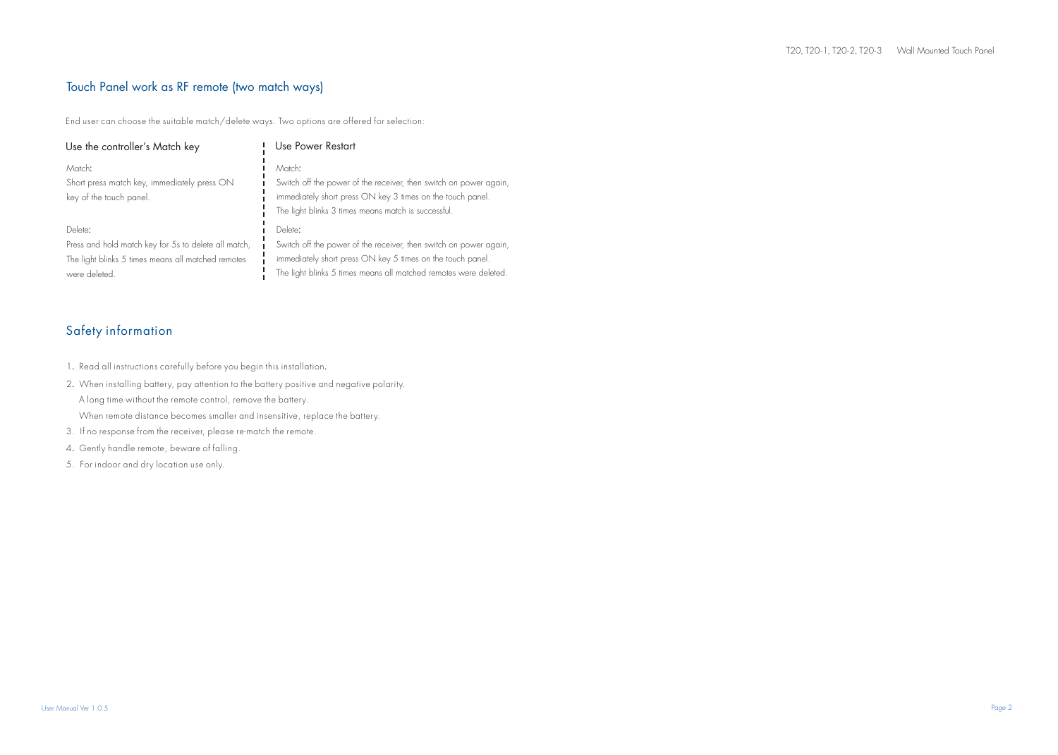## Touch Panel work as RF remote (two match ways)

End user can choose the suitable match/delete ways. Two options are offered for selection:

### Use the controller's Match key

Match:

Short press match key, immediately press ON key of the touch panel.

Delete:

Press and hold match key for 5s to delete all match, The light blinks 5 times means all matched remotes were deleted.

### Use Power Restart

Match:

Switch off the power of the receiver, then switch on power again, immediately short press ON key 3 times on the touch panel. The light blinks 3 times means match is successful.

Delete:

Switch off the power of the receiver, then switch on power again, immediately short press ON key 5 times on the touch panel. The light blinks 5 times means all matched remotes were deleted.

## Safety information

1. Read all instructions carefully before you begin this installation.
2. When installing battery, pay attention to the battery positive and negative polarity.
   A long time without the remote control, remove the battery.
   When remote distance becomes smaller and insensitive, replace the battery.
3. If no response from the receiver, please re-match the remote.
4. Gently handle remote, beware of falling.
5. For indoor and dry location use only.